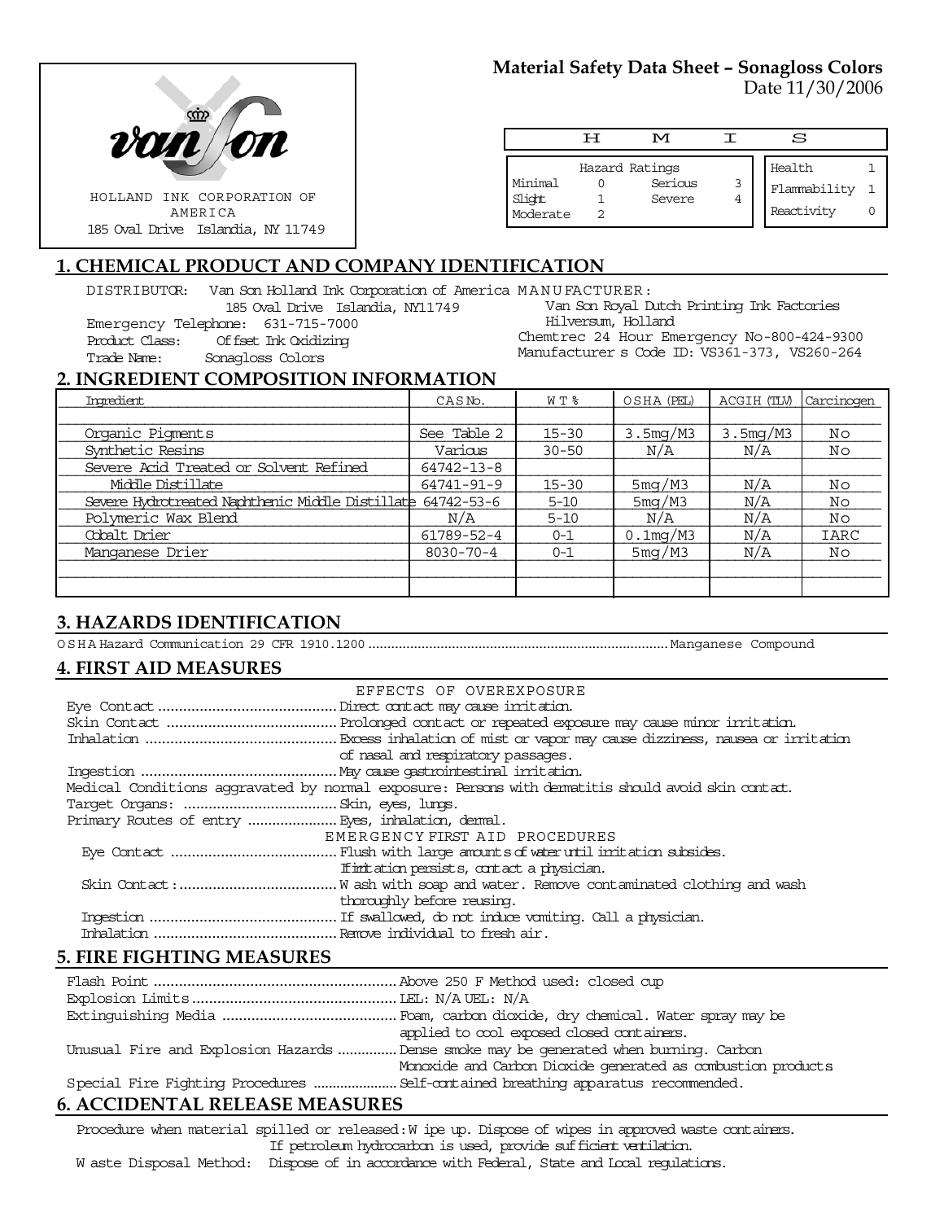van son

HOLLAND INK CORPORATION OF AMERICA
185 Oval Drive Islandia, NY 11749

**Material Safety Data Sheet – Sonagloss Colors**
Date 11/30/2006

| H | M | I | S |
|---|---|---|---|

| Hazard Ratings | | | |
|---|---|---|---|
| Minimal | 0 | Serious | 3 |
| Slight | 1 | Severe | 4 |
| Moderate | 2 | | |

| | |
|---|---|
| Health | 1 |
| Flammability | 1 |
| Reactivity | 0 |

## 1. CHEMICAL PRODUCT AND COMPANY IDENTIFICATION

DISTRIBUTOR: Van Son Holland Ink Corporation of America
185 Oval Drive Islandia, NY11749
Emergency Telephone: 631-715-7000
Product Class: Offset Ink Oxidizing
Trade Name: Sonagloss Colors

MANUFACTURER:
Van Son Royal Dutch Printing Ink Factories
Hilversum, Holland
Chemtrec 24 Hour Emergency No-800-424-9300
Manufacturer s Code ID: VS361-373, VS260-264

## 2. INGREDIENT COMPOSITION INFORMATION

| Ingredient | CAS No. | WT % | OSHA (PEL) | ACGIH (TLV) | Carcinogen |
|---|---|---|---|---|---|
| Organic Pigments | See Table 2 | 15-30 | 3.5mg/M3 | 3.5mg/M3 | No |
| Synthetic Resins | Various | 30-50 | N/A | N/A | No |
| Severe Acid Treated or Solvent Refined | 64742-13-8 | | | | |
| Middle Distillate | 64741-91-9 | 15-30 | 5mg/M3 | N/A | No |
| Severe Hydrotreated Naphthenic Middle Distillate | 64742-53-6 | 5-10 | 5mg/M3 | N/A | No |
| Polymeric Wax Blend | N/A | 5-10 | N/A | N/A | No |
| Cobalt Drier | 61789-52-4 | 0-1 | 0.1mg/M3 | N/A | IARC |
| Manganese Drier | 8030-70-4 | 0-1 | 5mg/M3 | N/A | No |

## 3. HAZARDS IDENTIFICATION

OSHA Hazard Communication 29 CFR 1910.1200 .......... Manganese Compound

## 4. FIRST AID MEASURES

EFFECTS OF OVEREXPOSURE

Eye Contact .......... Direct contact may cause irritation.
Skin Contact .......... Prolonged contact or repeated exposure may cause minor irritation.
Inhalation .......... Excess inhalation of mist or vapor may cause dizziness, nausea or irritation of nasal and respiratory passages.
Ingestion .......... May cause gastrointestinal irritation.
Medical Conditions aggravated by normal exposure: Persons with dermatitis should avoid skin contact.
Target Organs: .......... Skin, eyes, lungs.
Primary Routes of entry .......... Eyes, inhalation, dermal.

EMERGENCY FIRST AID PROCEDURES

Eye Contact .......... Flush with large amounts of water until irritation subsides. If irritation persists, contact a physician.
Skin Contact: .......... Wash with soap and water. Remove contaminated clothing and wash thoroughly before reusing.
Ingestion .......... If swallowed, do not induce vomiting. Call a physician.
Inhalation .......... Remove individual to fresh air.

## 5. FIRE FIGHTING MEASURES

Flash Point .......... Above 250 F Method used: closed cup
Explosion Limits .......... LEL: N/A UEL: N/A
Extinguishing Media .......... Foam, carbon dioxide, dry chemical. Water spray may be applied to cool exposed closed containers.
Unusual Fire and Explosion Hazards .......... Dense smoke may be generated when burning. Carbon Monoxide and Carbon Dioxide generated as combustion products
Special Fire Fighting Procedures .......... Self-contained breathing apparatus recommended.

## 6. ACCIDENTAL RELEASE MEASURES

Procedure when material spilled or released: Wipe up. Dispose of wipes in approved waste containers. If petroleum hydrocarbon is used, provide sufficient ventilation.
Waste Disposal Method: Dispose of in accordance with Federal, State and Local regulations.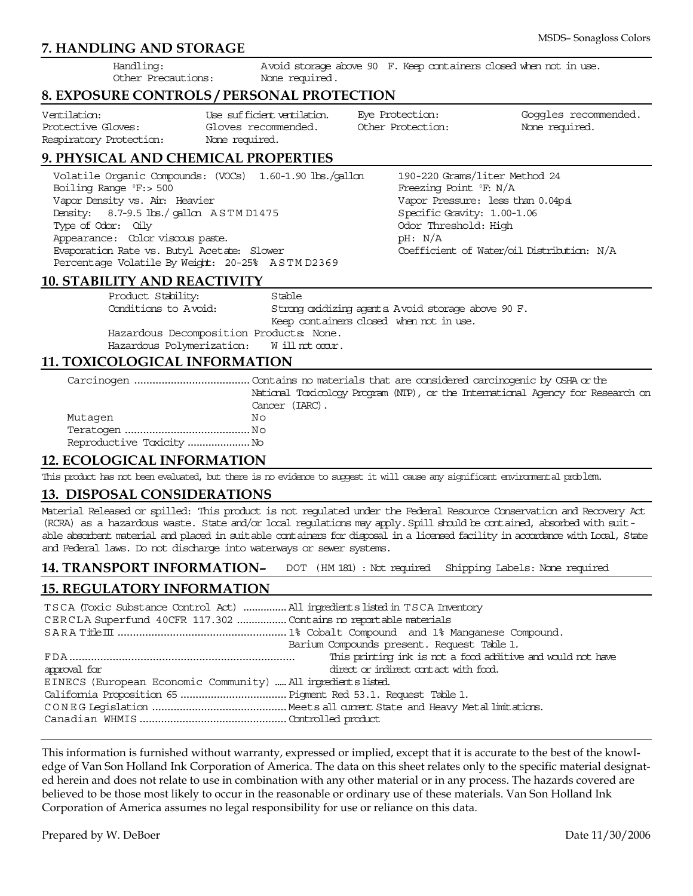## 7. HANDLING AND STORAGE

| | |
|---|---|
| Handling: | Avoid storage above 90 F. Keep containers closed when not in use. |
| Other Precautions: | None required. |

## 8. EXPOSURE CONTROLS / PERSONAL PROTECTION

| | | | |
|---|---|---|---|
| Ventilation: | Use sufficient ventilation. | Eye Protection: | Goggles recommended. |
| Protective Gloves: | Gloves recommended. | Other Protection: | None required. |
| Respiratory Protection: | None required. | | |

## 9. PHYSICAL AND CHEMICAL PROPERTIES

| | |
|---|---|
| Volatile Organic Compounds: (VOCs) 1.60-1.90 lbs./gallon | 190-220 Grams/liter Method 24 |
| Boiling Range °F:> 500 | Freezing Point °F: N/A |
| Vapor Density vs. Air: Heavier | Vapor Pressure: less than 0.04psi |
| Density: 8.7-9.5 lbs./ gallon ASTM D1475 | Specific Gravity: 1.00-1.06 |
| Type of Odor: Oily | Odor Threshold: High |
| Appearance: Color viscous paste. | pH: N/A |
| Evaporation Rate vs. Butyl Acetate: Slower | Coefficient of Water/oil Distribution: N/A |
| Percentage Volatile By Weight: 20-25% ASTM D2369 | |

## 10. STABILITY AND REACTIVITY

Product Stability: Stable

Conditions to Avoid: Strong oxidizing agents. Avoid storage above 90 F. Keep containers closed when not in use.

Hazardous Decomposition Products: None.

Hazardous Polymerization: Will not occur.

## 11. TOXICOLOGICAL INFORMATION

Carcinogen ...................................... Contains no materials that are considered carcinogenic by OSHA or the National Toxicology Program (NTP), or the International Agency for Research on Cancer (IARC).

Mutagen No

Teratogen ......................................... No

Reproductive Toxicity ..................... No

## 12. ECOLOGICAL INFORMATION

This product has not been evaluated, but there is no evidence to suggest it will cause any significant environmental problem.

## 13. DISPOSAL CONSIDERATIONS

Material Released or spilled: This product is not regulated under the Federal Resource Conservation and Recovery Act (RCRA) as a hazardous waste. State and/or local regulations may apply. Spill should be contained, absorbed with suitable absorbent material and placed in suitable containers for disposal in a licensed facility in accordance with Local, State and Federal laws. Do not discharge into waterways or sewer systems.

## 14. TRANSPORT INFORMATION– DOT (HM 181) : Not required Shipping Labels: None required

## 15. REGULATORY INFORMATION

TSCA (Toxic Substance Control Act) ............... All ingredients listed in TSCA Inventory

CERCLA Superfund 40CFR 117.302 ................ Contains no reportable materials

SARA Title III ........................................................ 1% Cobalt Compound and 1% Manganese Compound. Barium Compounds present. Request Table 1.

FDA......................................................................... This printing ink is not a food additive and would not have approval for direct or indirect contact with food.

EINECS (European Economic Community) ..... All ingredients listed.

California Proposition 65 .................................. Pigment Red 53.1. Request Table 1.

CONEG Legislation ............................................ Meets all current State and Heavy Metal limitations.

Canadian WHMIS ................................................ Controlled product

---

This information is furnished without warranty, expressed or implied, except that it is accurate to the best of the knowledge of Van Son Holland Ink Corporation of America. The data on this sheet relates only to the specific material designated herein and does not relate to use in combination with any other material or in any process. The hazards covered are believed to be those most likely to occur in the reasonable or ordinary use of these materials. Van Son Holland Ink Corporation of America assumes no legal responsibility for use or reliance on this data.

Prepared by W. DeBoer

Date 11/30/2006